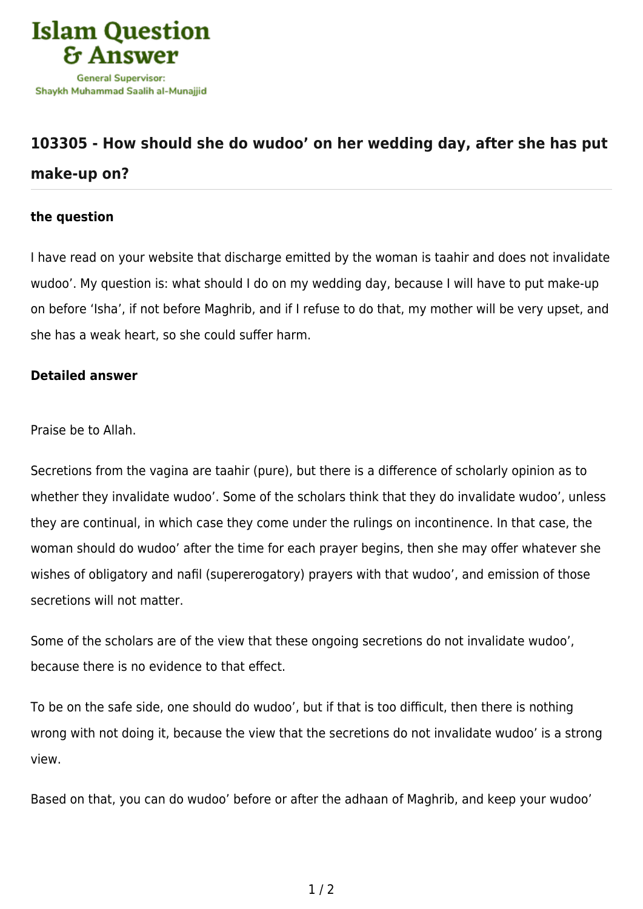Islam Question & Answer

General Supervisor:
Shaykh Muhammad Saalih al-Munajjid

## 103305 - How should she do wudoo' on her wedding day, after she has put make-up on?

### the question

I have read on your website that discharge emitted by the woman is taahir and does not invalidate wudoo'. My question is: what should I do on my wedding day, because I will have to put make-up on before 'Isha', if not before Maghrib, and if I refuse to do that, my mother will be very upset, and she has a weak heart, so she could suffer harm.

### Detailed answer

Praise be to Allah.

Secretions from the vagina are taahir (pure), but there is a difference of scholarly opinion as to whether they invalidate wudoo'. Some of the scholars think that they do invalidate wudoo', unless they are continual, in which case they come under the rulings on incontinence. In that case, the woman should do wudoo' after the time for each prayer begins, then she may offer whatever she wishes of obligatory and nafil (supererogatory) prayers with that wudoo', and emission of those secretions will not matter.

Some of the scholars are of the view that these ongoing secretions do not invalidate wudoo', because there is no evidence to that effect.

To be on the safe side, one should do wudoo', but if that is too difficult, then there is nothing wrong with not doing it, because the view that the secretions do not invalidate wudoo' is a strong view.

Based on that, you can do wudoo' before or after the adhaan of Maghrib, and keep your wudoo'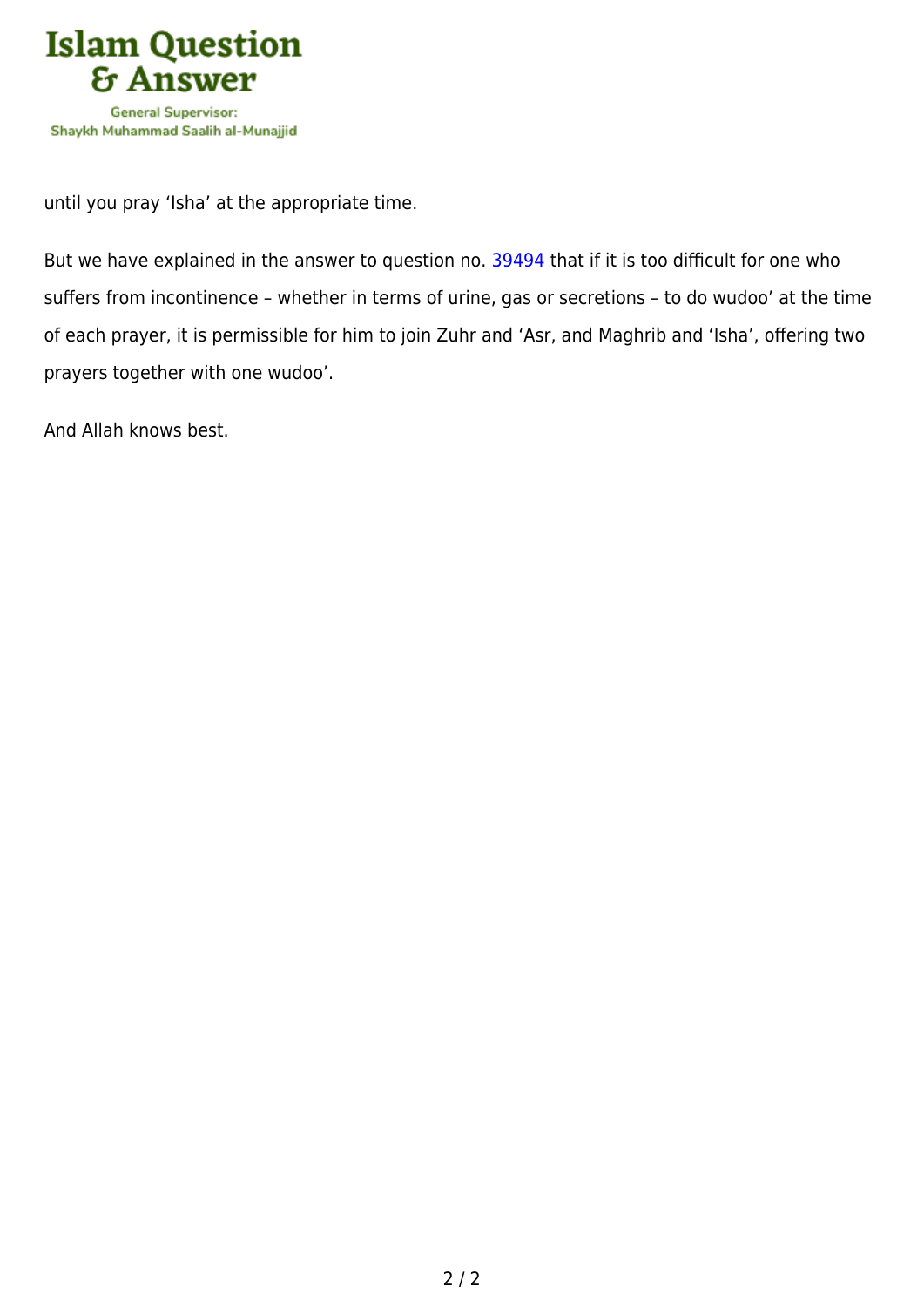until you pray 'Isha' at the appropriate time.

But we have explained in the answer to question no. 39494 that if it is too difficult for one who suffers from incontinence – whether in terms of urine, gas or secretions – to do wudoo' at the time of each prayer, it is permissible for him to join Zuhr and 'Asr, and Maghrib and 'Isha', offering two prayers together with one wudoo'.

And Allah knows best.